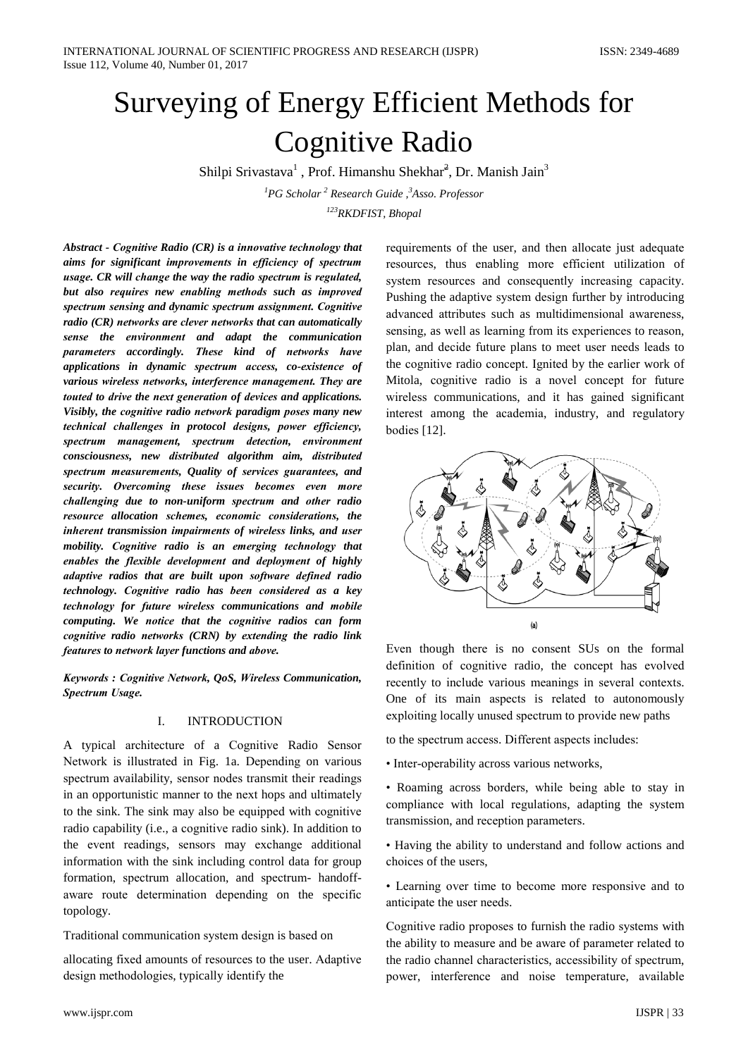# Surveying of Energy Efficient Methods for Cognitive Radio

Shilpi Srivastava[1] , Prof. Himanshu Shekhar[2], Dr. Manish Jain[3]

[1]PG Scholar [2] Research Guide ,[3]Asso. Professor

[123]RKDFIST, Bhopal

***Abstract - Cognitive Radio (CR) is a innovative technology that aims for significant improvements in efficiency of spectrum usage. CR will change the way the radio spectrum is regulated, but also requires new enabling methods such as improved spectrum sensing and dynamic spectrum assignment. Cognitive radio (CR) networks are clever networks that can automatically sense the environment and adapt the communication parameters accordingly. These kind of networks have applications in dynamic spectrum access, co-existence of various wireless networks, interference management. They are touted to drive the next generation of devices and applications. Visibly, the cognitive radio network paradigm poses many new technical challenges in protocol designs, power efficiency, spectrum management, spectrum detection, environment consciousness, new distributed algorithm aim, distributed spectrum measurements, Quality of services guarantees, and security. Overcoming these issues becomes even more challenging due to non-uniform spectrum and other radio resource allocation schemes, economic considerations, the inherent transmission impairments of wireless links, and user mobility. Cognitive radio is an emerging technology that enables the flexible development and deployment of highly adaptive radios that are built upon software defined radio technology. Cognitive radio has been considered as a key technology for future wireless communications and mobile computing. We notice that the cognitive radios can form cognitive radio networks (CRN) by extending the radio link features to network layer functions and above.***

***Keywords : Cognitive Network, QoS, Wireless Communication, Spectrum Usage.***

## I. INTRODUCTION

A typical architecture of a Cognitive Radio Sensor Network is illustrated in Fig. 1a. Depending on various spectrum availability, sensor nodes transmit their readings in an opportunistic manner to the next hops and ultimately to the sink. The sink may also be equipped with cognitive radio capability (i.e., a cognitive radio sink). In addition to the event readings, sensors may exchange additional information with the sink including control data for group formation, spectrum allocation, and spectrum- handoff-aware route determination depending on the specific topology.

Traditional communication system design is based on allocating fixed amounts of resources to the user. Adaptive design methodologies, typically identify the requirements of the user, and then allocate just adequate resources, thus enabling more efficient utilization of system resources and consequently increasing capacity. Pushing the adaptive system design further by introducing advanced attributes such as multidimensional awareness, sensing, as well as learning from its experiences to reason, plan, and decide future plans to meet user needs leads to the cognitive radio concept. Ignited by the earlier work of Mitola, cognitive radio is a novel concept for future wireless communications, and it has gained significant interest among the academia, industry, and regulatory bodies [12].

(a)

Even though there is no consent SUs on the formal definition of cognitive radio, the concept has evolved recently to include various meanings in several contexts. One of its main aspects is related to autonomously exploiting locally unused spectrum to provide new paths to the spectrum access. Different aspects includes:

- Inter-operability across various networks,
- Roaming across borders, while being able to stay in compliance with local regulations, adapting the system transmission, and reception parameters.
- Having the ability to understand and follow actions and choices of the users,
- Learning over time to become more responsive and to anticipate the user needs.

Cognitive radio proposes to furnish the radio systems with the ability to measure and be aware of parameter related to the radio channel characteristics, accessibility of spectrum, power, interference and noise temperature, available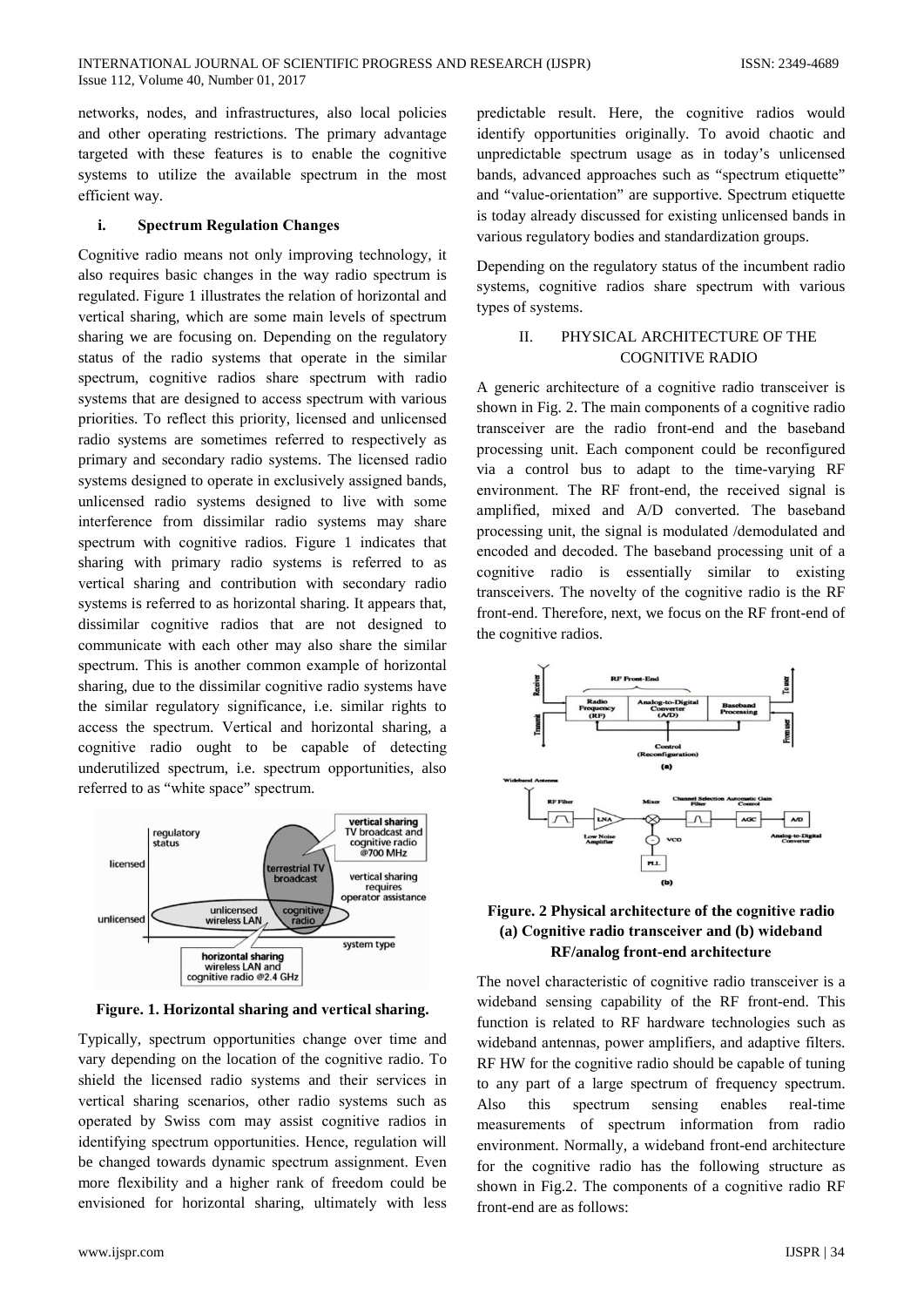networks, nodes, and infrastructures, also local policies and other operating restrictions. The primary advantage targeted with these features is to enable the cognitive systems to utilize the available spectrum in the most efficient way.

### i. Spectrum Regulation Changes

Cognitive radio means not only improving technology, it also requires basic changes in the way radio spectrum is regulated. Figure 1 illustrates the relation of horizontal and vertical sharing, which are some main levels of spectrum sharing we are focusing on. Depending on the regulatory status of the radio systems that operate in the similar spectrum, cognitive radios share spectrum with radio systems that are designed to access spectrum with various priorities. To reflect this priority, licensed and unlicensed radio systems are sometimes referred to respectively as primary and secondary radio systems. The licensed radio systems designed to operate in exclusively assigned bands, unlicensed radio systems designed to live with some interference from dissimilar radio systems may share spectrum with cognitive radios. Figure 1 indicates that sharing with primary radio systems is referred to as vertical sharing and contribution with secondary radio systems is referred to as horizontal sharing. It appears that, dissimilar cognitive radios that are not designed to communicate with each other may also share the similar spectrum. This is another common example of horizontal sharing, due to the dissimilar cognitive radio systems have the similar regulatory significance, i.e. similar rights to access the spectrum. Vertical and horizontal sharing, a cognitive radio ought to be capable of detecting underutilized spectrum, i.e. spectrum opportunities, also referred to as "white space" spectrum.

**Figure. 1. Horizontal sharing and vertical sharing.**

Typically, spectrum opportunities change over time and vary depending on the location of the cognitive radio. To shield the licensed radio systems and their services in vertical sharing scenarios, other radio systems such as operated by Swiss com may assist cognitive radios in identifying spectrum opportunities. Hence, regulation will be changed towards dynamic spectrum assignment. Even more flexibility and a higher rank of freedom could be envisioned for horizontal sharing, ultimately with less predictable result. Here, the cognitive radios would identify opportunities originally. To avoid chaotic and unpredictable spectrum usage as in today's unlicensed bands, advanced approaches such as "spectrum etiquette" and "value-orientation" are supportive. Spectrum etiquette is today already discussed for existing unlicensed bands in various regulatory bodies and standardization groups.

Depending on the regulatory status of the incumbent radio systems, cognitive radios share spectrum with various types of systems.

## II. PHYSICAL ARCHITECTURE OF THE COGNITIVE RADIO

A generic architecture of a cognitive radio transceiver is shown in Fig. 2. The main components of a cognitive radio transceiver are the radio front-end and the baseband processing unit. Each component could be reconfigured via a control bus to adapt to the time-varying RF environment. The RF front-end, the received signal is amplified, mixed and A/D converted. The baseband processing unit, the signal is modulated /demodulated and encoded and decoded. The baseband processing unit of a cognitive radio is essentially similar to existing transceivers. The novelty of the cognitive radio is the RF front-end. Therefore, next, we focus on the RF front-end of the cognitive radios.

**Figure. 2 Physical architecture of the cognitive radio (a) Cognitive radio transceiver and (b) wideband RF/analog front-end architecture**

The novel characteristic of cognitive radio transceiver is a wideband sensing capability of the RF front-end. This function is related to RF hardware technologies such as wideband antennas, power amplifiers, and adaptive filters. RF HW for the cognitive radio should be capable of tuning to any part of a large spectrum of frequency spectrum. Also this spectrum sensing enables real-time measurements of spectrum information from radio environment. Normally, a wideband front-end architecture for the cognitive radio has the following structure as shown in Fig.2. The components of a cognitive radio RF front-end are as follows: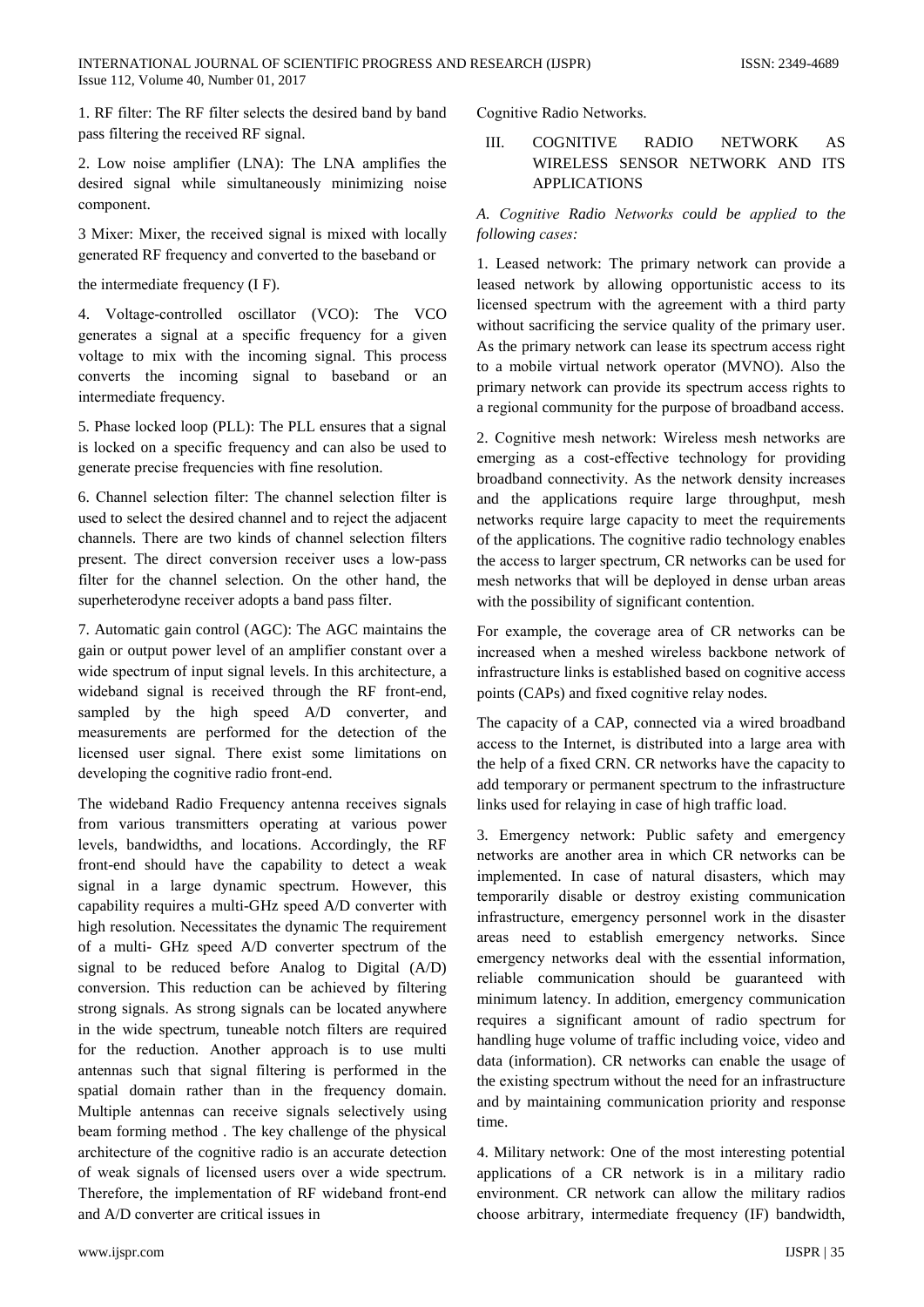1. RF filter: The RF filter selects the desired band by band pass filtering the received RF signal.

2. Low noise amplifier (LNA): The LNA amplifies the desired signal while simultaneously minimizing noise component.

3 Mixer: Mixer, the received signal is mixed with locally generated RF frequency and converted to the baseband or

the intermediate frequency (I F).

4. Voltage-controlled oscillator (VCO): The VCO generates a signal at a specific frequency for a given voltage to mix with the incoming signal. This process converts the incoming signal to baseband or an intermediate frequency.

5. Phase locked loop (PLL): The PLL ensures that a signal is locked on a specific frequency and can also be used to generate precise frequencies with fine resolution.

6. Channel selection filter: The channel selection filter is used to select the desired channel and to reject the adjacent channels. There are two kinds of channel selection filters present. The direct conversion receiver uses a low-pass filter for the channel selection. On the other hand, the superheterodyne receiver adopts a band pass filter.

7. Automatic gain control (AGC): The AGC maintains the gain or output power level of an amplifier constant over a wide spectrum of input signal levels. In this architecture, a wideband signal is received through the RF front-end, sampled by the high speed A/D converter, and measurements are performed for the detection of the licensed user signal. There exist some limitations on developing the cognitive radio front-end.

The wideband Radio Frequency antenna receives signals from various transmitters operating at various power levels, bandwidths, and locations. Accordingly, the RF front-end should have the capability to detect a weak signal in a large dynamic spectrum. However, this capability requires a multi-GHz speed A/D converter with high resolution. Necessitates the dynamic The requirement of a multi- GHz speed A/D converter spectrum of the signal to be reduced before Analog to Digital (A/D) conversion. This reduction can be achieved by filtering strong signals. As strong signals can be located anywhere in the wide spectrum, tuneable notch filters are required for the reduction. Another approach is to use multi antennas such that signal filtering is performed in the spatial domain rather than in the frequency domain. Multiple antennas can receive signals selectively using beam forming method . The key challenge of the physical architecture of the cognitive radio is an accurate detection of weak signals of licensed users over a wide spectrum. Therefore, the implementation of RF wideband front-end and A/D converter are critical issues in Cognitive Radio Networks.

## III. COGNITIVE RADIO NETWORK AS WIRELESS SENSOR NETWORK AND ITS APPLICATIONS

### *A. Cognitive Radio Networks could be applied to the following cases:*

1. Leased network: The primary network can provide a leased network by allowing opportunistic access to its licensed spectrum with the agreement with a third party without sacrificing the service quality of the primary user. As the primary network can lease its spectrum access right to a mobile virtual network operator (MVNO). Also the primary network can provide its spectrum access rights to a regional community for the purpose of broadband access.

2. Cognitive mesh network: Wireless mesh networks are emerging as a cost-effective technology for providing broadband connectivity. As the network density increases and the applications require large throughput, mesh networks require large capacity to meet the requirements of the applications. The cognitive radio technology enables the access to larger spectrum, CR networks can be used for mesh networks that will be deployed in dense urban areas with the possibility of significant contention.

For example, the coverage area of CR networks can be increased when a meshed wireless backbone network of infrastructure links is established based on cognitive access points (CAPs) and fixed cognitive relay nodes.

The capacity of a CAP, connected via a wired broadband access to the Internet, is distributed into a large area with the help of a fixed CRN. CR networks have the capacity to add temporary or permanent spectrum to the infrastructure links used for relaying in case of high traffic load.

3. Emergency network: Public safety and emergency networks are another area in which CR networks can be implemented. In case of natural disasters, which may temporarily disable or destroy existing communication infrastructure, emergency personnel work in the disaster areas need to establish emergency networks. Since emergency networks deal with the essential information, reliable communication should be guaranteed with minimum latency. In addition, emergency communication requires a significant amount of radio spectrum for handling huge volume of traffic including voice, video and data (information). CR networks can enable the usage of the existing spectrum without the need for an infrastructure and by maintaining communication priority and response time.

4. Military network: One of the most interesting potential applications of a CR network is in a military radio environment. CR network can allow the military radios choose arbitrary, intermediate frequency (IF) bandwidth,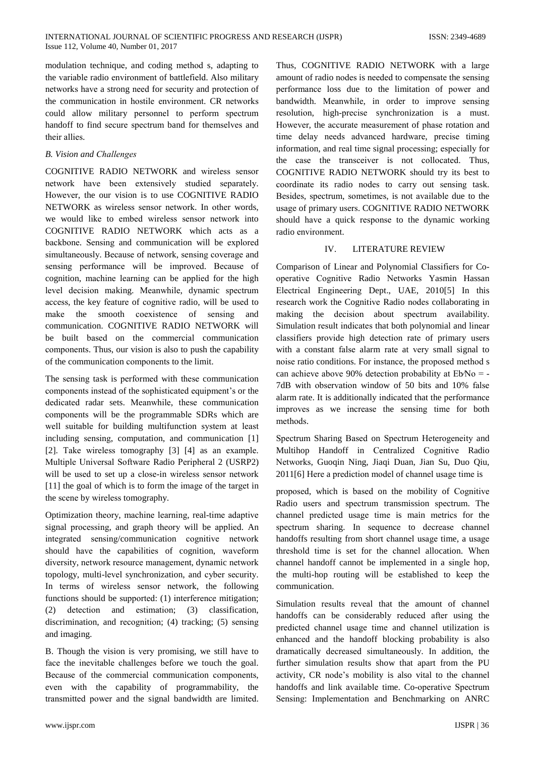modulation technique, and coding method s, adapting to the variable radio environment of battlefield. Also military networks have a strong need for security and protection of the communication in hostile environment. CR networks could allow military personnel to perform spectrum handoff to find secure spectrum band for themselves and their allies.

### *B. Vision and Challenges*

COGNITIVE RADIO NETWORK and wireless sensor network have been extensively studied separately. However, the our vision is to use COGNITIVE RADIO NETWORK as wireless sensor network. In other words, we would like to embed wireless sensor network into COGNITIVE RADIO NETWORK which acts as a backbone. Sensing and communication will be explored simultaneously. Because of network, sensing coverage and sensing performance will be improved. Because of cognition, machine learning can be applied for the high level decision making. Meanwhile, dynamic spectrum access, the key feature of cognitive radio, will be used to make the smooth coexistence of sensing and communication. COGNITIVE RADIO NETWORK will be built based on the commercial communication components. Thus, our vision is also to push the capability of the communication components to the limit.

The sensing task is performed with these communication components instead of the sophisticated equipment's or the dedicated radar sets. Meanwhile, these communication components will be the programmable SDRs which are well suitable for building multifunction system at least including sensing, computation, and communication [1] [2]. Take wireless tomography [3] [4] as an example. Multiple Universal Software Radio Peripheral 2 (USRP2) will be used to set up a close-in wireless sensor network [11] the goal of which is to form the image of the target in the scene by wireless tomography.

Optimization theory, machine learning, real-time adaptive signal processing, and graph theory will be applied. An integrated sensing/communication cognitive network should have the capabilities of cognition, waveform diversity, network resource management, dynamic network topology, multi-level synchronization, and cyber security. In terms of wireless sensor network, the following functions should be supported: (1) interference mitigation; (2) detection and estimation; (3) classification, discrimination, and recognition; (4) tracking; (5) sensing and imaging.

B. Though the vision is very promising, we still have to face the inevitable challenges before we touch the goal. Because of the commercial communication components, even with the capability of programmability, the transmitted power and the signal bandwidth are limited. Thus, COGNITIVE RADIO NETWORK with a large amount of radio nodes is needed to compensate the sensing performance loss due to the limitation of power and bandwidth. Meanwhile, in order to improve sensing resolution, high-precise synchronization is a must. However, the accurate measurement of phase rotation and time delay needs advanced hardware, precise timing information, and real time signal processing; especially for the case the transceiver is not collocated. Thus, COGNITIVE RADIO NETWORK should try its best to coordinate its radio nodes to carry out sensing task. Besides, spectrum, sometimes, is not available due to the usage of primary users. COGNITIVE RADIO NETWORK should have a quick response to the dynamic working radio environment.

## IV. LITERATURE REVIEW

Comparison of Linear and Polynomial Classifiers for Co-operative Cognitive Radio Networks Yasmin Hassan Electrical Engineering Dept., UAE, 2010[5] In this research work the Cognitive Radio nodes collaborating in making the decision about spectrum availability. Simulation result indicates that both polynomial and linear classifiers provide high detection rate of primary users with a constant false alarm rate at very small signal to noise ratio conditions. For instance, the proposed method s can achieve above 90% detection probability at $E_b/N_o$ = -7dB with observation window of 50 bits and 10% false alarm rate. It is additionally indicated that the performance improves as we increase the sensing time for both methods.

Spectrum Sharing Based on Spectrum Heterogeneity and Multihop Handoff in Centralized Cognitive Radio Networks, Guoqin Ning, Jiaqi Duan, Jian Su, Duo Qiu, 2011[6] Here a prediction model of channel usage time is proposed, which is based on the mobility of Cognitive Radio users and spectrum transmission spectrum. The channel predicted usage time is main metrics for the spectrum sharing. In sequence to decrease channel handoffs resulting from short channel usage time, a usage threshold time is set for the channel allocation. When channel handoff cannot be implemented in a single hop, the multi-hop routing will be established to keep the communication.

Simulation results reveal that the amount of channel handoffs can be considerably reduced after using the predicted channel usage time and channel utilization is enhanced and the handoff blocking probability is also dramatically decreased simultaneously. In addition, the further simulation results show that apart from the PU activity, CR node's mobility is also vital to the channel handoffs and link available time. Co-operative Spectrum Sensing: Implementation and Benchmarking on ANRC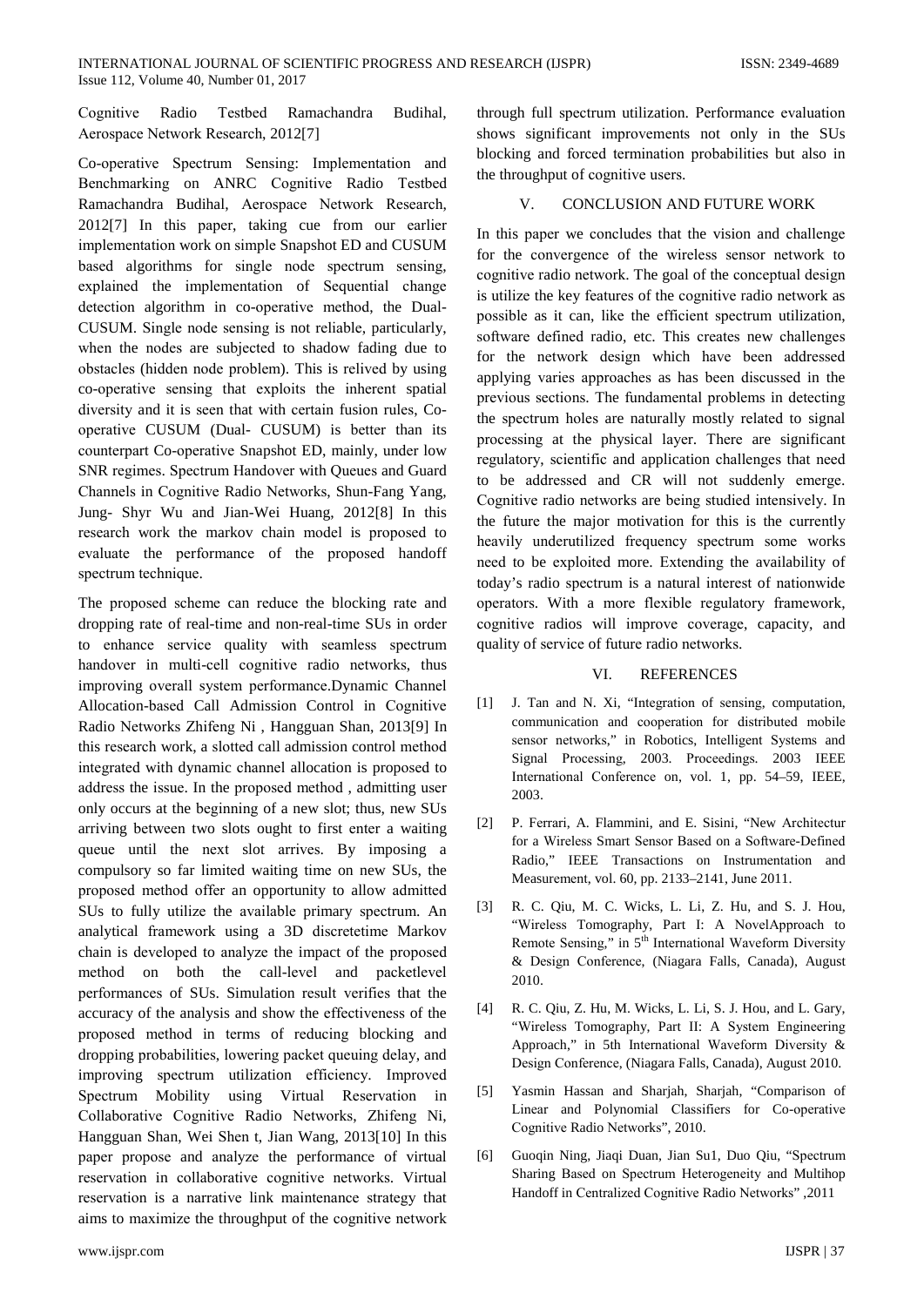Cognitive Radio Testbed Ramachandra Budihal, Aerospace Network Research, 2012[7]

Co-operative Spectrum Sensing: Implementation and Benchmarking on ANRC Cognitive Radio Testbed Ramachandra Budihal, Aerospace Network Research, 2012[7] In this paper, taking cue from our earlier implementation work on simple Snapshot ED and CUSUM based algorithms for single node spectrum sensing, explained the implementation of Sequential change detection algorithm in co-operative method, the Dual-CUSUM. Single node sensing is not reliable, particularly, when the nodes are subjected to shadow fading due to obstacles (hidden node problem). This is relived by using co-operative sensing that exploits the inherent spatial diversity and it is seen that with certain fusion rules, Co-operative CUSUM (Dual- CUSUM) is better than its counterpart Co-operative Snapshot ED, mainly, under low SNR regimes. Spectrum Handover with Queues and Guard Channels in Cognitive Radio Networks, Shun-Fang Yang, Jung- Shyr Wu and Jian-Wei Huang, 2012[8] In this research work the markov chain model is proposed to evaluate the performance of the proposed handoff spectrum technique.

The proposed scheme can reduce the blocking rate and dropping rate of real-time and non-real-time SUs in order to enhance service quality with seamless spectrum handover in multi-cell cognitive radio networks, thus improving overall system performance.Dynamic Channel Allocation-based Call Admission Control in Cognitive Radio Networks Zhifeng Ni , Hangguan Shan, 2013[9] In this research work, a slotted call admission control method integrated with dynamic channel allocation is proposed to address the issue. In the proposed method , admitting user only occurs at the beginning of a new slot; thus, new SUs arriving between two slots ought to first enter a waiting queue until the next slot arrives. By imposing a compulsory so far limited waiting time on new SUs, the proposed method offer an opportunity to allow admitted SUs to fully utilize the available primary spectrum. An analytical framework using a 3D discretetime Markov chain is developed to analyze the impact of the proposed method on both the call-level and packetlevel performances of SUs. Simulation result verifies that the accuracy of the analysis and show the effectiveness of the proposed method in terms of reducing blocking and dropping probabilities, lowering packet queuing delay, and improving spectrum utilization efficiency. Improved Spectrum Mobility using Virtual Reservation in Collaborative Cognitive Radio Networks, Zhifeng Ni, Hangguan Shan, Wei Shen t, Jian Wang, 2013[10] In this paper propose and analyze the performance of virtual reservation in collaborative cognitive networks. Virtual reservation is a narrative link maintenance strategy that aims to maximize the throughput of the cognitive network through full spectrum utilization. Performance evaluation shows significant improvements not only in the SUs blocking and forced termination probabilities but also in the throughput of cognitive users.

## V. CONCLUSION AND FUTURE WORK

In this paper we concludes that the vision and challenge for the convergence of the wireless sensor network to cognitive radio network. The goal of the conceptual design is utilize the key features of the cognitive radio network as possible as it can, like the efficient spectrum utilization, software defined radio, etc. This creates new challenges for the network design which have been addressed applying varies approaches as has been discussed in the previous sections. The fundamental problems in detecting the spectrum holes are naturally mostly related to signal processing at the physical layer. There are significant regulatory, scientific and application challenges that need to be addressed and CR will not suddenly emerge. Cognitive radio networks are being studied intensively. In the future the major motivation for this is the currently heavily underutilized frequency spectrum some works need to be exploited more. Extending the availability of today's radio spectrum is a natural interest of nationwide operators. With a more flexible regulatory framework, cognitive radios will improve coverage, capacity, and quality of service of future radio networks.

## VI. REFERENCES

[1] J. Tan and N. Xi, "Integration of sensing, computation, communication and cooperation for distributed mobile sensor networks," in Robotics, Intelligent Systems and Signal Processing, 2003. Proceedings. 2003 IEEE International Conference on, vol. 1, pp. 54–59, IEEE, 2003.

[2] P. Ferrari, A. Flammini, and E. Sisini, "New Architectur for a Wireless Smart Sensor Based on a Software-Defined Radio," IEEE Transactions on Instrumentation and Measurement, vol. 60, pp. 2133–2141, June 2011.

[3] R. C. Qiu, M. C. Wicks, L. Li, Z. Hu, and S. J. Hou, "Wireless Tomography, Part I: A NovelApproach to Remote Sensing," in 5th International Waveform Diversity & Design Conference, (Niagara Falls, Canada), August 2010.

[4] R. C. Qiu, Z. Hu, M. Wicks, L. Li, S. J. Hou, and L. Gary, "Wireless Tomography, Part II: A System Engineering Approach," in 5th International Waveform Diversity & Design Conference, (Niagara Falls, Canada), August 2010.

[5] Yasmin Hassan and Sharjah, Sharjah, "Comparison of Linear and Polynomial Classifiers for Co-operative Cognitive Radio Networks", 2010.

[6] Guoqin Ning, Jiaqi Duan, Jian Su1, Duo Qiu, "Spectrum Sharing Based on Spectrum Heterogeneity and Multihop Handoff in Centralized Cognitive Radio Networks" ,2011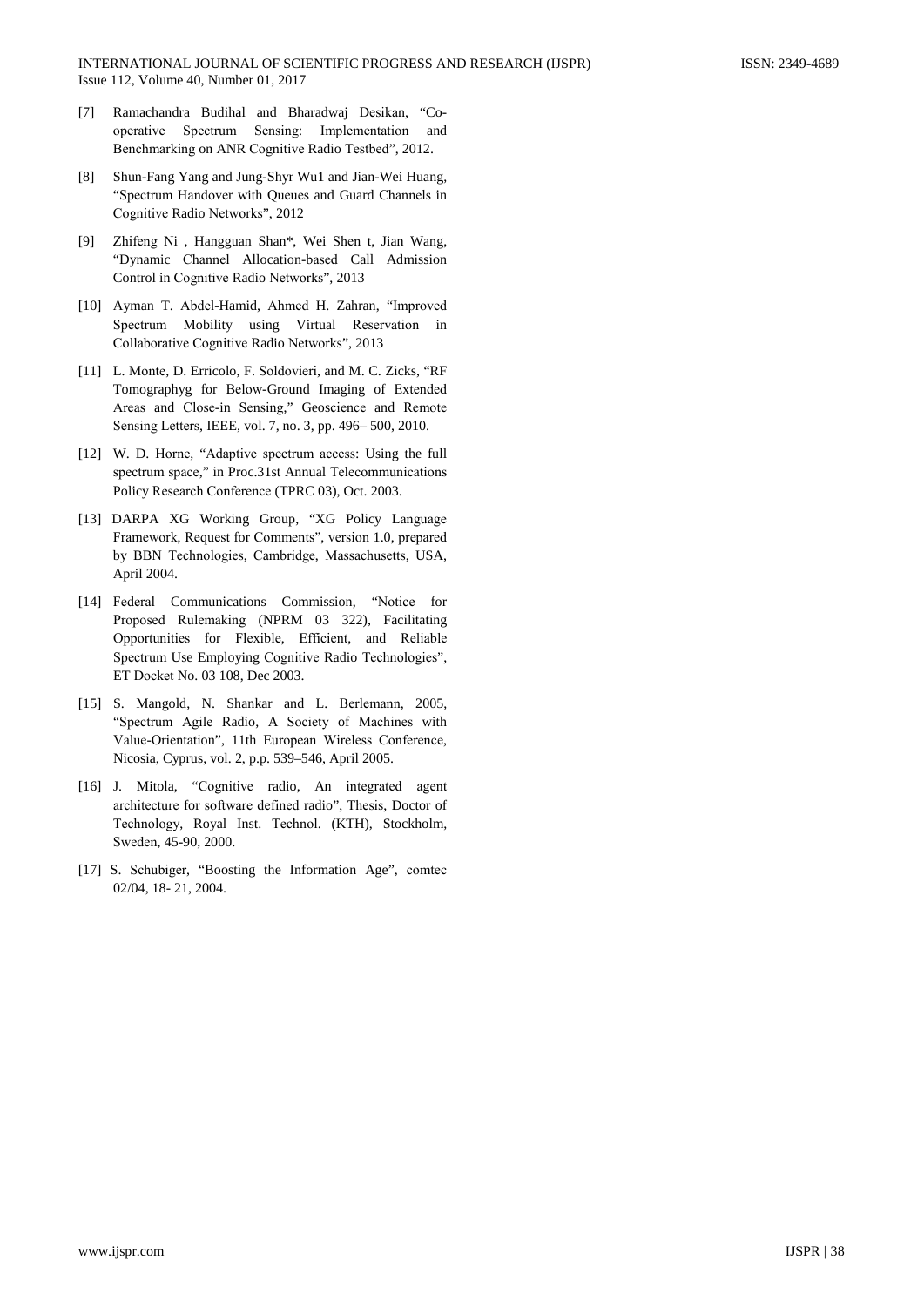[7] Ramachandra Budihal and Bharadwaj Desikan, "Co-operative Spectrum Sensing: Implementation and Benchmarking on ANR Cognitive Radio Testbed", 2012.

[8] Shun-Fang Yang and Jung-Shyr Wu1 and Jian-Wei Huang, "Spectrum Handover with Queues and Guard Channels in Cognitive Radio Networks", 2012

[9] Zhifeng Ni , Hangguan Shan*, Wei Shen t, Jian Wang, "Dynamic Channel Allocation-based Call Admission Control in Cognitive Radio Networks", 2013

[10] Ayman T. Abdel-Hamid, Ahmed H. Zahran, "Improved Spectrum Mobility using Virtual Reservation in Collaborative Cognitive Radio Networks", 2013

[11] L. Monte, D. Erricolo, F. Soldovieri, and M. C. Zicks, "RF Tomographyg for Below-Ground Imaging of Extended Areas and Close-in Sensing," Geoscience and Remote Sensing Letters, IEEE, vol. 7, no. 3, pp. 496– 500, 2010.

[12] W. D. Horne, "Adaptive spectrum access: Using the full spectrum space," in Proc.31st Annual Telecommunications Policy Research Conference (TPRC 03), Oct. 2003.

[13] DARPA XG Working Group, "XG Policy Language Framework, Request for Comments", version 1.0, prepared by BBN Technologies, Cambridge, Massachusetts, USA, April 2004.

[14] Federal Communications Commission, "Notice for Proposed Rulemaking (NPRM 03 322), Facilitating Opportunities for Flexible, Efficient, and Reliable Spectrum Use Employing Cognitive Radio Technologies", ET Docket No. 03 108, Dec 2003.

[15] S. Mangold, N. Shankar and L. Berlemann, 2005, "Spectrum Agile Radio, A Society of Machines with Value-Orientation", 11th European Wireless Conference, Nicosia, Cyprus, vol. 2, p.p. 539–546, April 2005.

[16] J. Mitola, "Cognitive radio, An integrated agent architecture for software defined radio", Thesis, Doctor of Technology, Royal Inst. Technol. (KTH), Stockholm, Sweden, 45-90, 2000.

[17] S. Schubiger, "Boosting the Information Age", comtec 02/04, 18- 21, 2004.